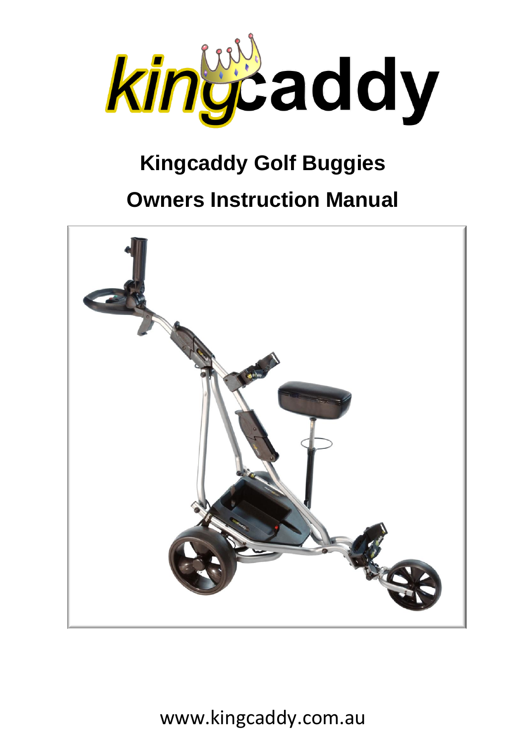kingcaddy

# Kingcaddy Golf Buggies

# Owners Instruction Manual

www.kingcaddy.com.au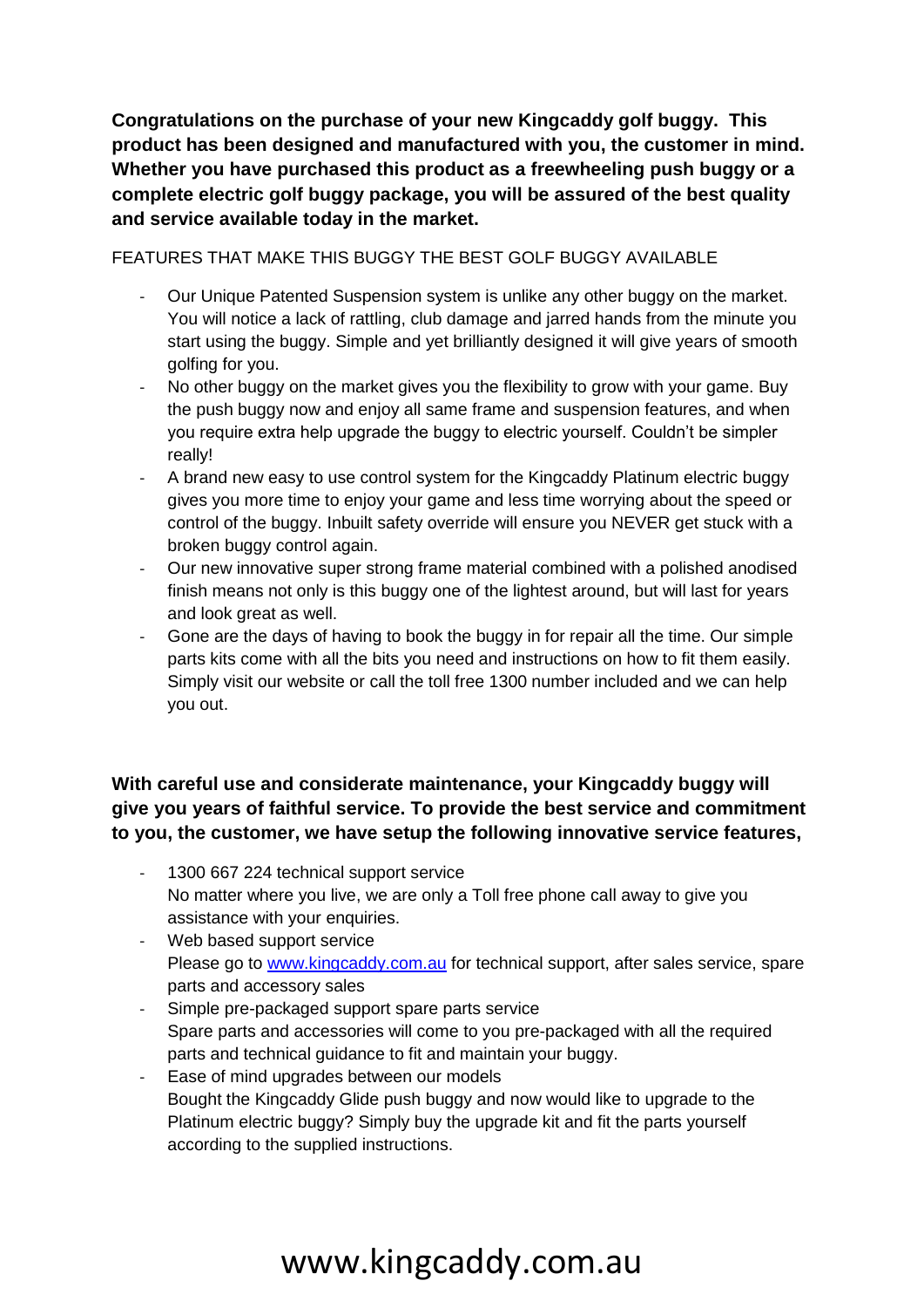**Congratulations on the purchase of your new Kingcaddy golf buggy. This product has been designed and manufactured with you, the customer in mind. Whether you have purchased this product as a freewheeling push buggy or a complete electric golf buggy package, you will be assured of the best quality and service available today in the market.**

FEATURES THAT MAKE THIS BUGGY THE BEST GOLF BUGGY AVAILABLE

- Our Unique Patented Suspension system is unlike any other buggy on the market. You will notice a lack of rattling, club damage and jarred hands from the minute you start using the buggy. Simple and yet brilliantly designed it will give years of smooth golfing for you.
- No other buggy on the market gives you the flexibility to grow with your game. Buy the push buggy now and enjoy all same frame and suspension features, and when you require extra help upgrade the buggy to electric yourself. Couldn't be simpler really!
- A brand new easy to use control system for the Kingcaddy Platinum electric buggy gives you more time to enjoy your game and less time worrying about the speed or control of the buggy. Inbuilt safety override will ensure you NEVER get stuck with a broken buggy control again.
- Our new innovative super strong frame material combined with a polished anodised finish means not only is this buggy one of the lightest around, but will last for years and look great as well.
- Gone are the days of having to book the buggy in for repair all the time. Our simple parts kits come with all the bits you need and instructions on how to fit them easily. Simply visit our website or call the toll free 1300 number included and we can help you out.

**With careful use and considerate maintenance, your Kingcaddy buggy will give you years of faithful service. To provide the best service and commitment to you, the customer, we have setup the following innovative service features,**

- 1300 667 224 technical support service
  No matter where you live, we are only a Toll free phone call away to give you assistance with your enquiries.
- Web based support service
  Please go to [www.kingcaddy.com.au](http://www.kingcaddy.com.au) for technical support, after sales service, spare parts and accessory sales
- Simple pre-packaged support spare parts service
  Spare parts and accessories will come to you pre-packaged with all the required parts and technical guidance to fit and maintain your buggy.
- Ease of mind upgrades between our models
  Bought the Kingcaddy Glide push buggy and now would like to upgrade to the Platinum electric buggy? Simply buy the upgrade kit and fit the parts yourself according to the supplied instructions.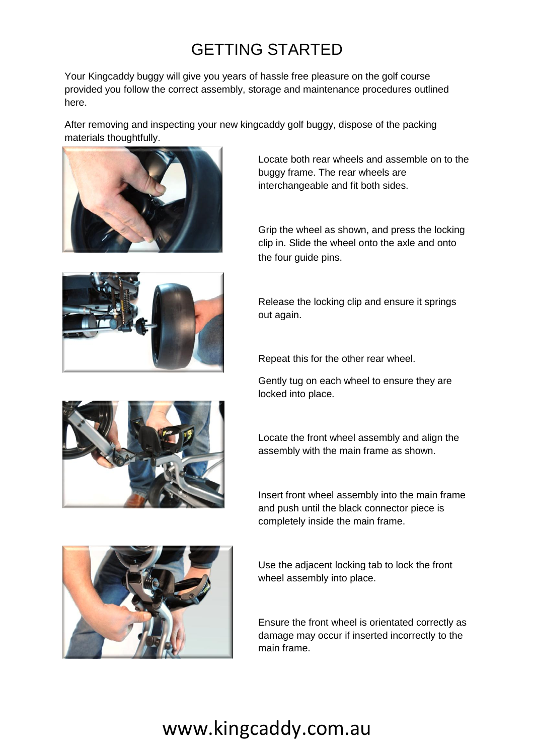# GETTING STARTED

Your Kingcaddy buggy will give you years of hassle free pleasure on the golf course provided you follow the correct assembly, storage and maintenance procedures outlined here.

After removing and inspecting your new kingcaddy golf buggy, dispose of the packing materials thoughtfully.

Locate both rear wheels and assemble on to the buggy frame. The rear wheels are interchangeable and fit both sides.

Grip the wheel as shown, and press the locking clip in. Slide the wheel onto the axle and onto the four guide pins.

Release the locking clip and ensure it springs out again.

Repeat this for the other rear wheel.

Gently tug on each wheel to ensure they are locked into place.

Locate the front wheel assembly and align the assembly with the main frame as shown.

Insert front wheel assembly into the main frame and push until the black connector piece is completely inside the main frame.

Use the adjacent locking tab to lock the front wheel assembly into place.

Ensure the front wheel is orientated correctly as damage may occur if inserted incorrectly to the main frame.

www.kingcaddy.com.au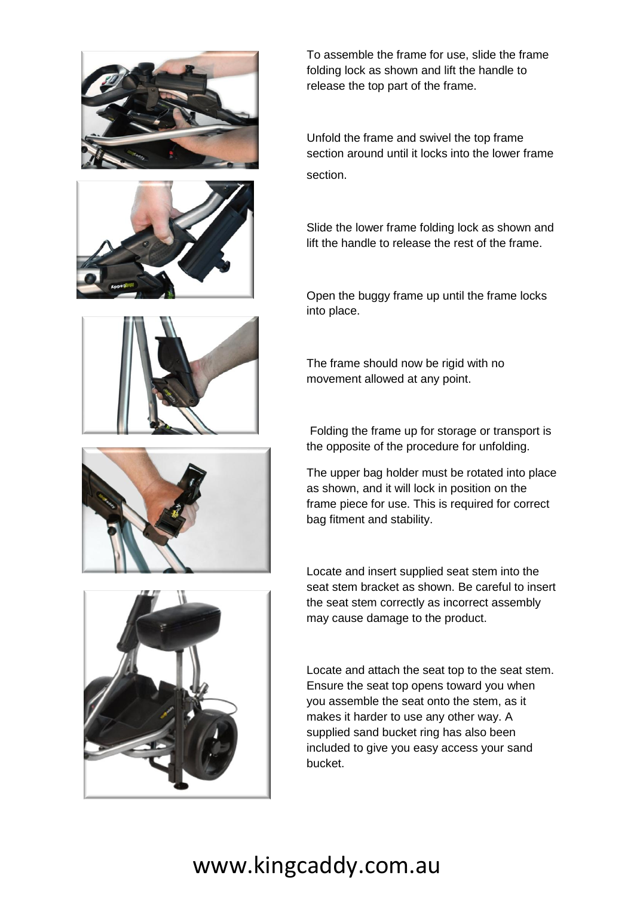To assemble the frame for use, slide the frame folding lock as shown and lift the handle to release the top part of the frame.

Unfold the frame and swivel the top frame section around until it locks into the lower frame section.

Slide the lower frame folding lock as shown and lift the handle to release the rest of the frame.

Open the buggy frame up until the frame locks into place.

The frame should now be rigid with no movement allowed at any point.

Folding the frame up for storage or transport is the opposite of the procedure for unfolding.

The upper bag holder must be rotated into place as shown, and it will lock in position on the frame piece for use. This is required for correct bag fitment and stability.

Locate and insert supplied seat stem into the seat stem bracket as shown. Be careful to insert the seat stem correctly as incorrect assembly may cause damage to the product.

Locate and attach the seat top to the seat stem. Ensure the seat top opens toward you when you assemble the seat onto the stem, as it makes it harder to use any other way. A supplied sand bucket ring has also been included to give you easy access your sand bucket.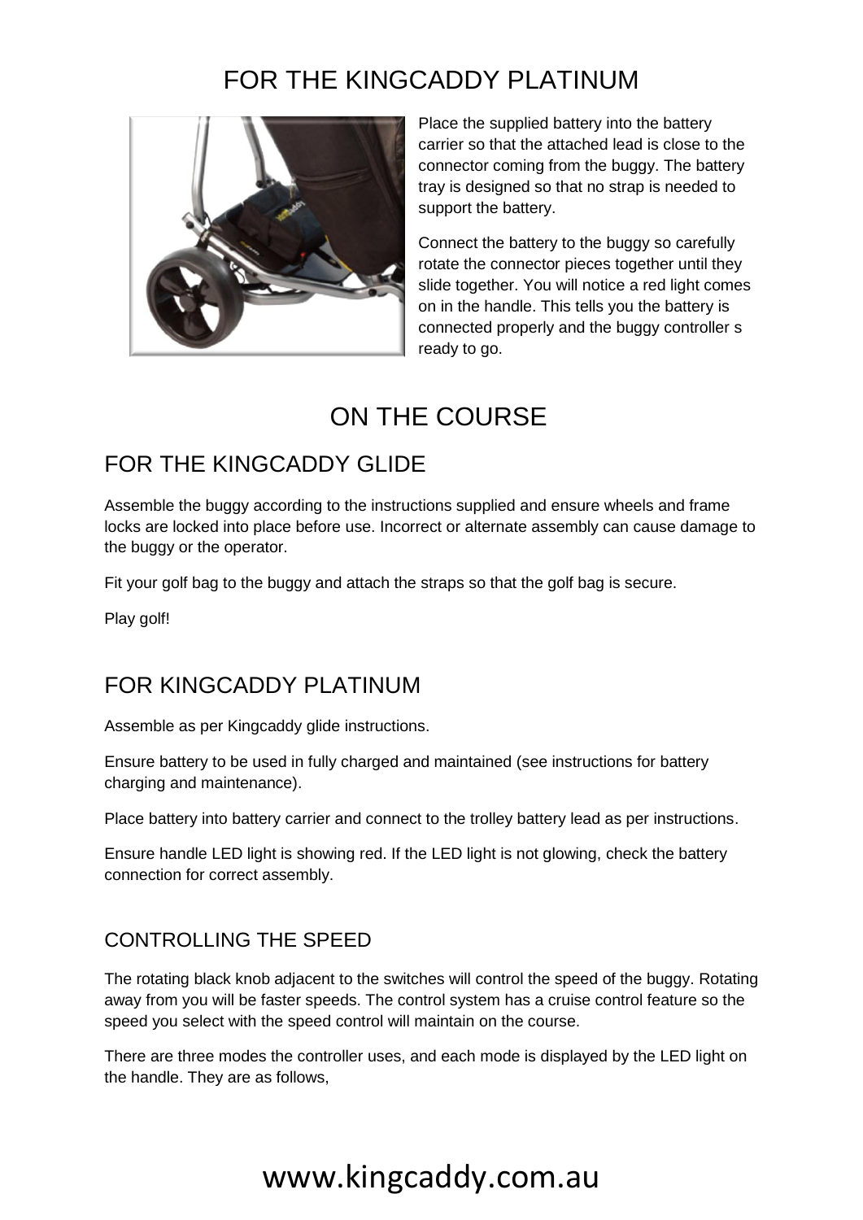# FOR THE KINGCADDY PLATINUM

Place the supplied battery into the battery carrier so that the attached lead is close to the connector coming from the buggy. The battery tray is designed so that no strap is needed to support the battery.

Connect the battery to the buggy so carefully rotate the connector pieces together until they slide together. You will notice a red light comes on in the handle. This tells you the battery is connected properly and the buggy controller s ready to go.

# ON THE COURSE

## FOR THE KINGCADDY GLIDE

Assemble the buggy according to the instructions supplied and ensure wheels and frame locks are locked into place before use. Incorrect or alternate assembly can cause damage to the buggy or the operator.

Fit your golf bag to the buggy and attach the straps so that the golf bag is secure.

Play golf!

## FOR KINGCADDY PLATINUM

Assemble as per Kingcaddy glide instructions.

Ensure battery to be used in fully charged and maintained (see instructions for battery charging and maintenance).

Place battery into battery carrier and connect to the trolley battery lead as per instructions.

Ensure handle LED light is showing red. If the LED light is not glowing, check the battery connection for correct assembly.

### CONTROLLING THE SPEED

The rotating black knob adjacent to the switches will control the speed of the buggy. Rotating away from you will be faster speeds. The control system has a cruise control feature so the speed you select with the speed control will maintain on the course.

There are three modes the controller uses, and each mode is displayed by the LED light on the handle. They are as follows,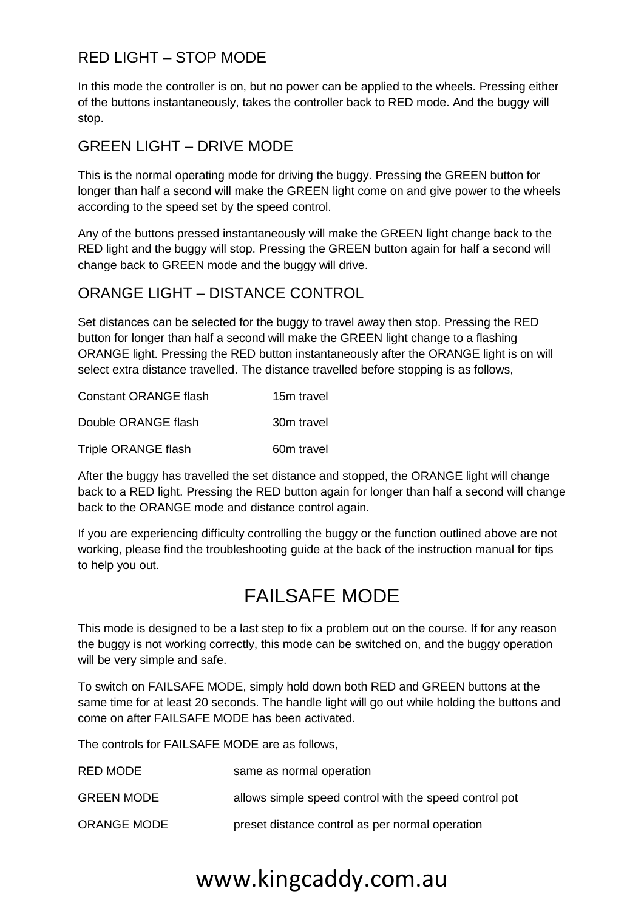## RED LIGHT – STOP MODE

In this mode the controller is on, but no power can be applied to the wheels. Pressing either of the buttons instantaneously, takes the controller back to RED mode. And the buggy will stop.

## GREEN LIGHT – DRIVE MODE

This is the normal operating mode for driving the buggy. Pressing the GREEN button for longer than half a second will make the GREEN light come on and give power to the wheels according to the speed set by the speed control.

Any of the buttons pressed instantaneously will make the GREEN light change back to the RED light and the buggy will stop. Pressing the GREEN button again for half a second will change back to GREEN mode and the buggy will drive.

## ORANGE LIGHT – DISTANCE CONTROL

Set distances can be selected for the buggy to travel away then stop. Pressing the RED button for longer than half a second will make the GREEN light change to a flashing ORANGE light. Pressing the RED button instantaneously after the ORANGE light is on will select extra distance travelled. The distance travelled before stopping is as follows,

| | |
|---|---|
| Constant ORANGE flash | 15m travel |
| Double ORANGE flash | 30m travel |
| Triple ORANGE flash | 60m travel |

After the buggy has travelled the set distance and stopped, the ORANGE light will change back to a RED light. Pressing the RED button again for longer than half a second will change back to the ORANGE mode and distance control again.

If you are experiencing difficulty controlling the buggy or the function outlined above are not working, please find the troubleshooting guide at the back of the instruction manual for tips to help you out.

# FAILSAFE MODE

This mode is designed to be a last step to fix a problem out on the course. If for any reason the buggy is not working correctly, this mode can be switched on, and the buggy operation will be very simple and safe.

To switch on FAILSAFE MODE, simply hold down both RED and GREEN buttons at the same time for at least 20 seconds. The handle light will go out while holding the buttons and come on after FAILSAFE MODE has been activated.

The controls for FAILSAFE MODE are as follows,

| | |
|---|---|
| RED MODE | same as normal operation |
| GREEN MODE | allows simple speed control with the speed control pot |
| ORANGE MODE | preset distance control as per normal operation |

www.kingcaddy.com.au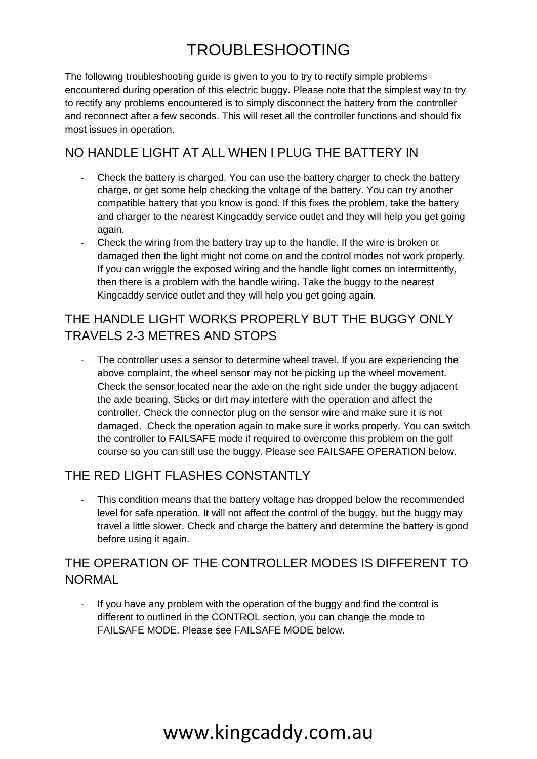# TROUBLESHOOTING

The following troubleshooting guide is given to you to try to rectify simple problems encountered during operation of this electric buggy. Please note that the simplest way to try to rectify any problems encountered is to simply disconnect the battery from the controller and reconnect after a few seconds. This will reset all the controller functions and should fix most issues in operation.

## NO HANDLE LIGHT AT ALL WHEN I PLUG THE BATTERY IN

- Check the battery is charged. You can use the battery charger to check the battery charge, or get some help checking the voltage of the battery. You can try another compatible battery that you know is good. If this fixes the problem, take the battery and charger to the nearest Kingcaddy service outlet and they will help you get going again.
- Check the wiring from the battery tray up to the handle. If the wire is broken or damaged then the light might not come on and the control modes not work properly. If you can wriggle the exposed wiring and the handle light comes on intermittently, then there is a problem with the handle wiring. Take the buggy to the nearest Kingcaddy service outlet and they will help you get going again.

## THE HANDLE LIGHT WORKS PROPERLY BUT THE BUGGY ONLY TRAVELS 2-3 METRES AND STOPS

- The controller uses a sensor to determine wheel travel. If you are experiencing the above complaint, the wheel sensor may not be picking up the wheel movement. Check the sensor located near the axle on the right side under the buggy adjacent the axle bearing. Sticks or dirt may interfere with the operation and affect the controller. Check the connector plug on the sensor wire and make sure it is not damaged. Check the operation again to make sure it works properly. You can switch the controller to FAILSAFE mode if required to overcome this problem on the golf course so you can still use the buggy. Please see FAILSAFE OPERATION below.

## THE RED LIGHT FLASHES CONSTANTLY

- This condition means that the battery voltage has dropped below the recommended level for safe operation. It will not affect the control of the buggy, but the buggy may travel a little slower. Check and charge the battery and determine the battery is good before using it again.

## THE OPERATION OF THE CONTROLLER MODES IS DIFFERENT TO NORMAL

- If you have any problem with the operation of the buggy and find the control is different to outlined in the CONTROL section, you can change the mode to FAILSAFE MODE. Please see FAILSAFE MODE below.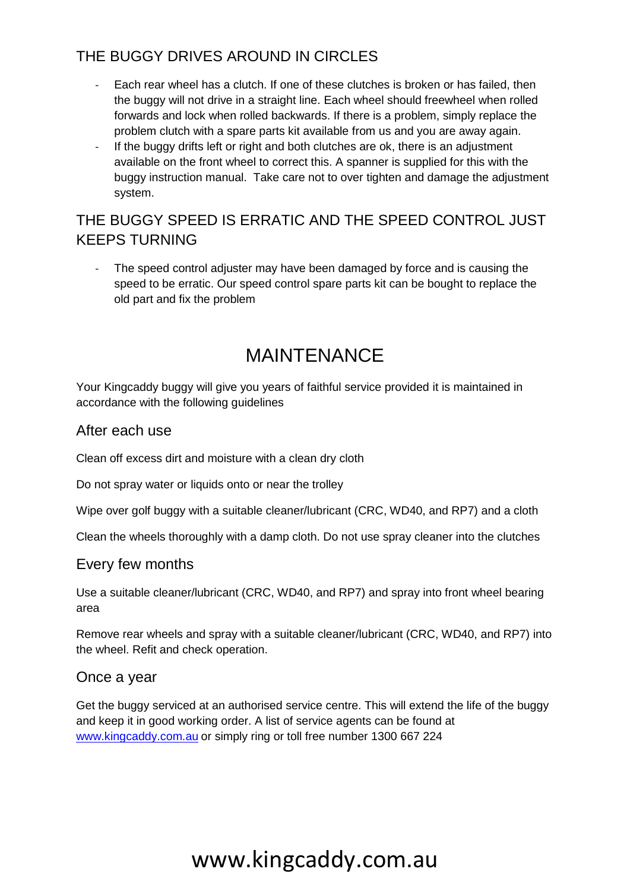## THE BUGGY DRIVES AROUND IN CIRCLES

- Each rear wheel has a clutch. If one of these clutches is broken or has failed, then the buggy will not drive in a straight line. Each wheel should freewheel when rolled forwards and lock when rolled backwards. If there is a problem, simply replace the problem clutch with a spare parts kit available from us and you are away again.
- If the buggy drifts left or right and both clutches are ok, there is an adjustment available on the front wheel to correct this. A spanner is supplied for this with the buggy instruction manual. Take care not to over tighten and damage the adjustment system.

## THE BUGGY SPEED IS ERRATIC AND THE SPEED CONTROL JUST KEEPS TURNING

- The speed control adjuster may have been damaged by force and is causing the speed to be erratic. Our speed control spare parts kit can be bought to replace the old part and fix the problem

# MAINTENANCE

Your Kingcaddy buggy will give you years of faithful service provided it is maintained in accordance with the following guidelines

### After each use

Clean off excess dirt and moisture with a clean dry cloth

Do not spray water or liquids onto or near the trolley

Wipe over golf buggy with a suitable cleaner/lubricant (CRC, WD40, and RP7) and a cloth

Clean the wheels thoroughly with a damp cloth. Do not use spray cleaner into the clutches

### Every few months

Use a suitable cleaner/lubricant (CRC, WD40, and RP7) and spray into front wheel bearing area

Remove rear wheels and spray with a suitable cleaner/lubricant (CRC, WD40, and RP7) into the wheel. Refit and check operation.

### Once a year

Get the buggy serviced at an authorised service centre. This will extend the life of the buggy and keep it in good working order. A list of service agents can be found at www.kingcaddy.com.au or simply ring or toll free number 1300 667 224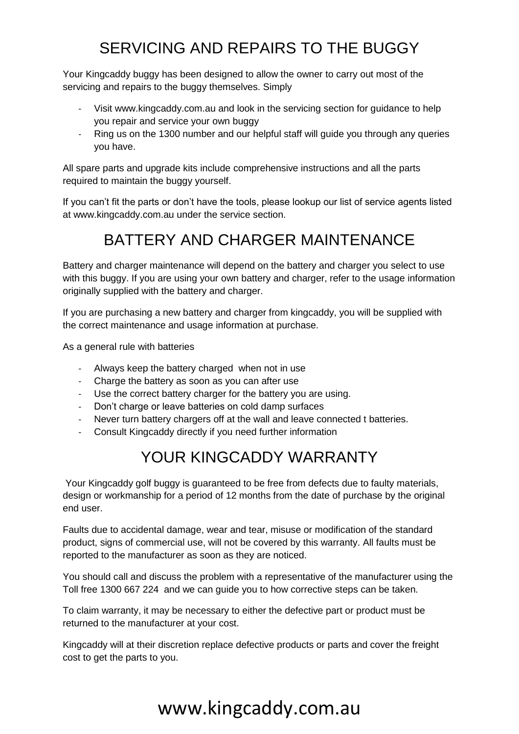# SERVICING AND REPAIRS TO THE BUGGY

Your Kingcaddy buggy has been designed to allow the owner to carry out most of the servicing and repairs to the buggy themselves. Simply

- Visit www.kingcaddy.com.au and look in the servicing section for guidance to help you repair and service your own buggy
- Ring us on the 1300 number and our helpful staff will guide you through any queries you have.

All spare parts and upgrade kits include comprehensive instructions and all the parts required to maintain the buggy yourself.

If you can't fit the parts or don't have the tools, please lookup our list of service agents listed at www.kingcaddy.com.au under the service section.

# BATTERY AND CHARGER MAINTENANCE

Battery and charger maintenance will depend on the battery and charger you select to use with this buggy. If you are using your own battery and charger, refer to the usage information originally supplied with the battery and charger.

If you are purchasing a new battery and charger from kingcaddy, you will be supplied with the correct maintenance and usage information at purchase.

As a general rule with batteries

- Always keep the battery charged when not in use
- Charge the battery as soon as you can after use
- Use the correct battery charger for the battery you are using.
- Don't charge or leave batteries on cold damp surfaces
- Never turn battery chargers off at the wall and leave connected t batteries.
- Consult Kingcaddy directly if you need further information

# YOUR KINGCADDY WARRANTY

Your Kingcaddy golf buggy is guaranteed to be free from defects due to faulty materials, design or workmanship for a period of 12 months from the date of purchase by the original end user.

Faults due to accidental damage, wear and tear, misuse or modification of the standard product, signs of commercial use, will not be covered by this warranty. All faults must be reported to the manufacturer as soon as they are noticed.

You should call and discuss the problem with a representative of the manufacturer using the Toll free 1300 667 224 and we can guide you to how corrective steps can be taken.

To claim warranty, it may be necessary to either the defective part or product must be returned to the manufacturer at your cost.

Kingcaddy will at their discretion replace defective products or parts and cover the freight cost to get the parts to you.

www.kingcaddy.com.au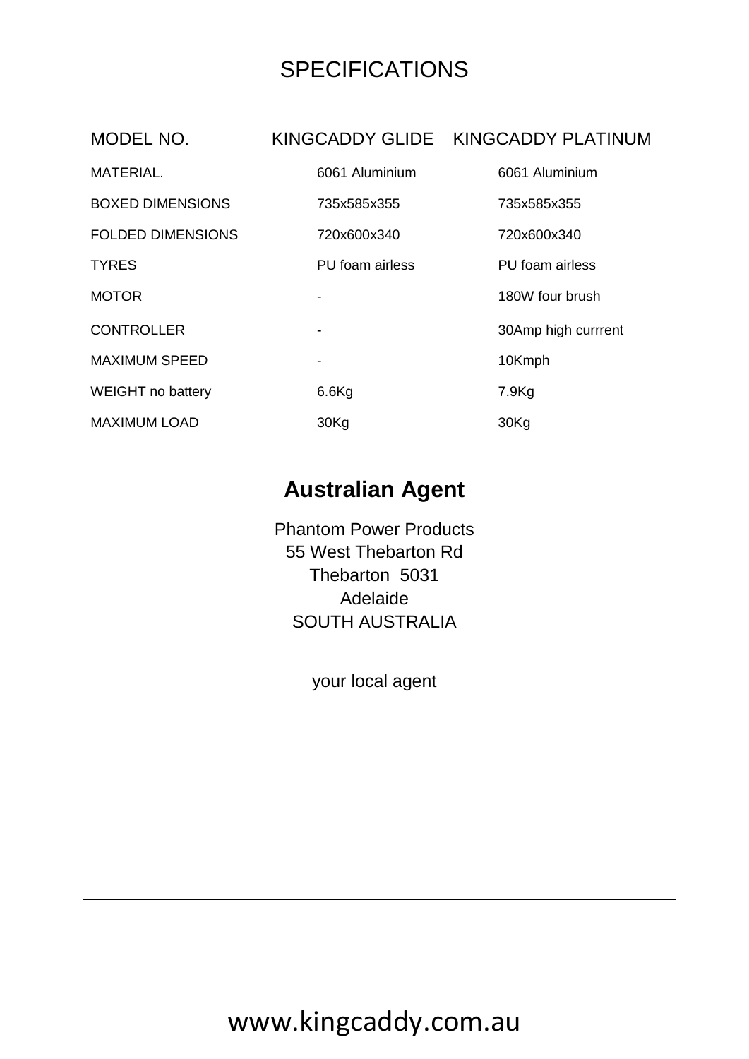# SPECIFICATIONS

| MODEL NO. | KINGCADDY GLIDE | KINGCADDY PLATINUM |
|---|---|---|
| MATERIAL. | 6061 Aluminium | 6061 Aluminium |
| BOXED DIMENSIONS | 735x585x355 | 735x585x355 |
| FOLDED DIMENSIONS | 720x600x340 | 720x600x340 |
| TYRES | PU foam airless | PU foam airless |
| MOTOR | - | 180W four brush |
| CONTROLLER | - | 30Amp high currrent |
| MAXIMUM SPEED | - | 10Kmph |
| WEIGHT no battery | 6.6Kg | 7.9Kg |
| MAXIMUM LOAD | 30Kg | 30Kg |

## Australian Agent

Phantom Power Products
55 West Thebarton Rd
Thebarton 5031
Adelaide
SOUTH AUSTRALIA

your local agent

www.kingcaddy.com.au